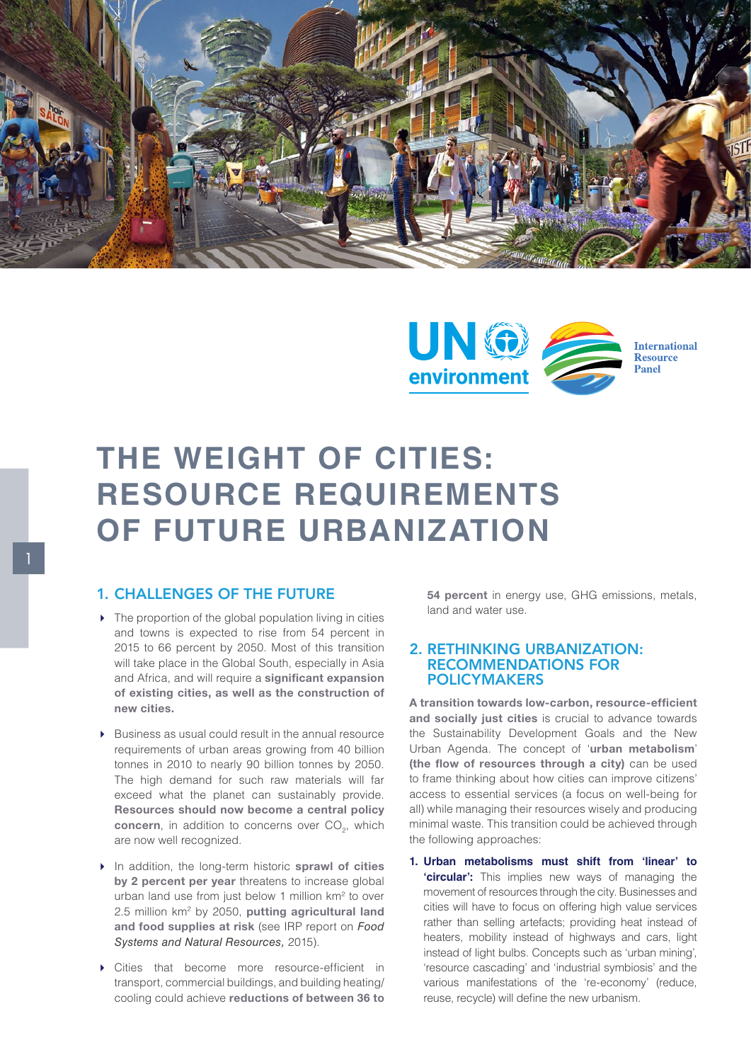UN environment

International Resource Panel

# THE WEIGHT OF CITIES: RESOURCE REQUIREMENTS OF FUTURE URBANIZATION

## 1. CHALLENGES OF THE FUTURE

- The proportion of the global population living in cities and towns is expected to rise from 54 percent in 2015 to 66 percent by 2050. Most of this transition will take place in the Global South, especially in Asia and Africa, and will require a **significant expansion of existing cities, as well as the construction of new cities.**

- Business as usual could result in the annual resource requirements of urban areas growing from 40 billion tonnes in 2010 to nearly 90 billion tonnes by 2050. The high demand for such raw materials will far exceed what the planet can sustainably provide. **Resources should now become a central policy concern**, in addition to concerns over $CO_2$, which are now well recognized.

- In addition, the long-term historic **sprawl of cities by 2 percent per year** threatens to increase global urban land use from just below 1 million km$^2$ to over 2.5 million km$^2$ by 2050, **putting agricultural land and food supplies at risk** (see IRP report on *Food Systems and Natural Resources,* 2015).

- Cities that become more resource-efficient in transport, commercial buildings, and building heating/cooling could achieve **reductions of between 36 to 54 percent** in energy use, GHG emissions, metals, land and water use.

## 2. RETHINKING URBANIZATION: RECOMMENDATIONS FOR POLICYMAKERS

**A transition towards low-carbon, resource-efficient and socially just cities** is crucial to advance towards the Sustainability Development Goals and the New Urban Agenda. The concept of '**urban metabolism**' **(the flow of resources through a city)** can be used to frame thinking about how cities can improve citizens' access to essential services (a focus on well-being for all) while managing their resources wisely and producing minimal waste. This transition could be achieved through the following approaches:

1. **Urban metabolisms must shift from 'linear' to 'circular':** This implies new ways of managing the movement of resources through the city. Businesses and cities will have to focus on offering high value services rather than selling artefacts; providing heat instead of heaters, mobility instead of highways and cars, light instead of light bulbs. Concepts such as 'urban mining', 'resource cascading' and 'industrial symbiosis' and the various manifestations of the 're-economy' (reduce, reuse, recycle) will define the new urbanism.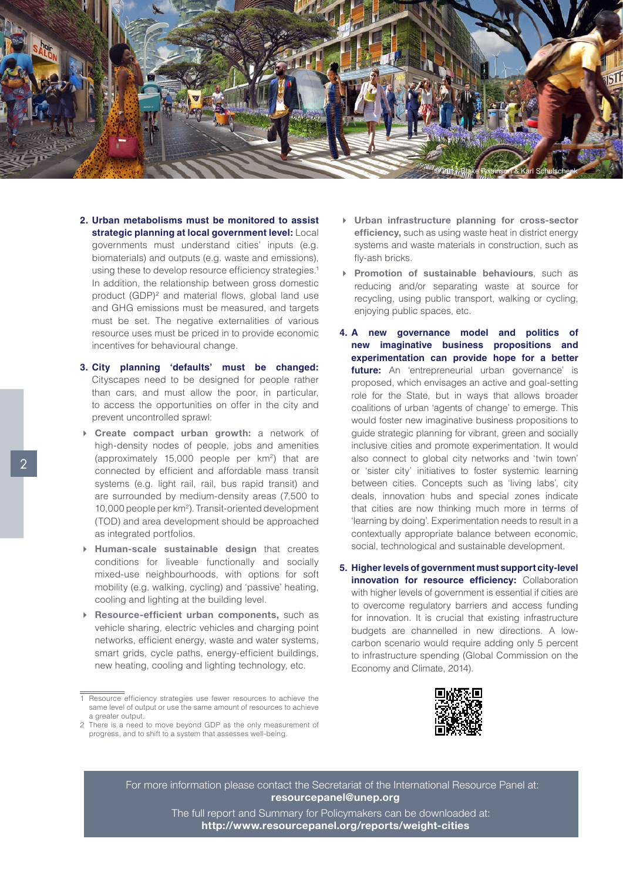© 2017 Blake Robinson & Karl Schulschenk

2. **Urban metabolisms must be monitored to assist strategic planning at local government level:** Local governments must understand cities' inputs (e.g. biomaterials) and outputs (e.g. waste and emissions), using these to develop resource efficiency strategies.[1] In addition, the relationship between gross domestic product (GDP)[2] and material flows, global land use and GHG emissions must be measured, and targets must be set. The negative externalities of various resource uses must be priced in to provide economic incentives for behavioural change.

3. **City planning 'defaults' must be changed:** Cityscapes need to be designed for people rather than cars, and must allow the poor, in particular, to access the opportunities on offer in the city and prevent uncontrolled sprawl:

- **Create compact urban growth:** a network of high-density nodes of people, jobs and amenities (approximately 15,000 people per km$^2$) that are connected by efficient and affordable mass transit systems (e.g. light rail, rail, bus rapid transit) and are surrounded by medium-density areas (7,500 to 10,000 people per km$^2$). Transit-oriented development (TOD) and area development should be approached as integrated portfolios.
- **Human-scale sustainable design** that creates conditions for liveable functionally and socially mixed-use neighbourhoods, with options for soft mobility (e.g. walking, cycling) and 'passive' heating, cooling and lighting at the building level.
- **Resource-efficient urban components,** such as vehicle sharing, electric vehicles and charging point networks, efficient energy, waste and water systems, smart grids, cycle paths, energy-efficient buildings, new heating, cooling and lighting technology, etc.
- **Urban infrastructure planning for cross-sector efficiency,** such as using waste heat in district energy systems and waste materials in construction, such as fly-ash bricks.
- **Promotion of sustainable behaviours**, such as reducing and/or separating waste at source for recycling, using public transport, walking or cycling, enjoying public spaces, etc.

4. **A new governance model and politics of new imaginative business propositions and experimentation can provide hope for a better future:** An 'entrepreneurial urban governance' is proposed, which envisages an active and goal-setting role for the State, but in ways that allows broader coalitions of urban 'agents of change' to emerge. This would foster new imaginative business propositions to guide strategic planning for vibrant, green and socially inclusive cities and promote experimentation. It would also connect to global city networks and 'twin town' or 'sister city' initiatives to foster systemic learning between cities. Concepts such as 'living labs', city deals, innovation hubs and special zones indicate that cities are now thinking much more in terms of 'learning by doing'. Experimentation needs to result in a contextually appropriate balance between economic, social, technological and sustainable development.

5. **Higher levels of government must support city-level innovation for resource efficiency:** Collaboration with higher levels of government is essential if cities are to overcome regulatory barriers and access funding for innovation. It is crucial that existing infrastructure budgets are channelled in new directions. A low-carbon scenario would require adding only 5 percent to infrastructure spending (Global Commission on the Economy and Climate, 2014).

1 Resource efficiency strategies use fewer resources to achieve the same level of output or use the same amount of resources to achieve a greater output.

2 There is a need to move beyond GDP as the only measurement of progress, and to shift to a system that assesses well-being.

For more information please contact the Secretariat of the International Resource Panel at:
**resourcepanel@unep.org**

The full report and Summary for Policymakers can be downloaded at:
**http://www.resourcepanel.org/reports/weight-cities**